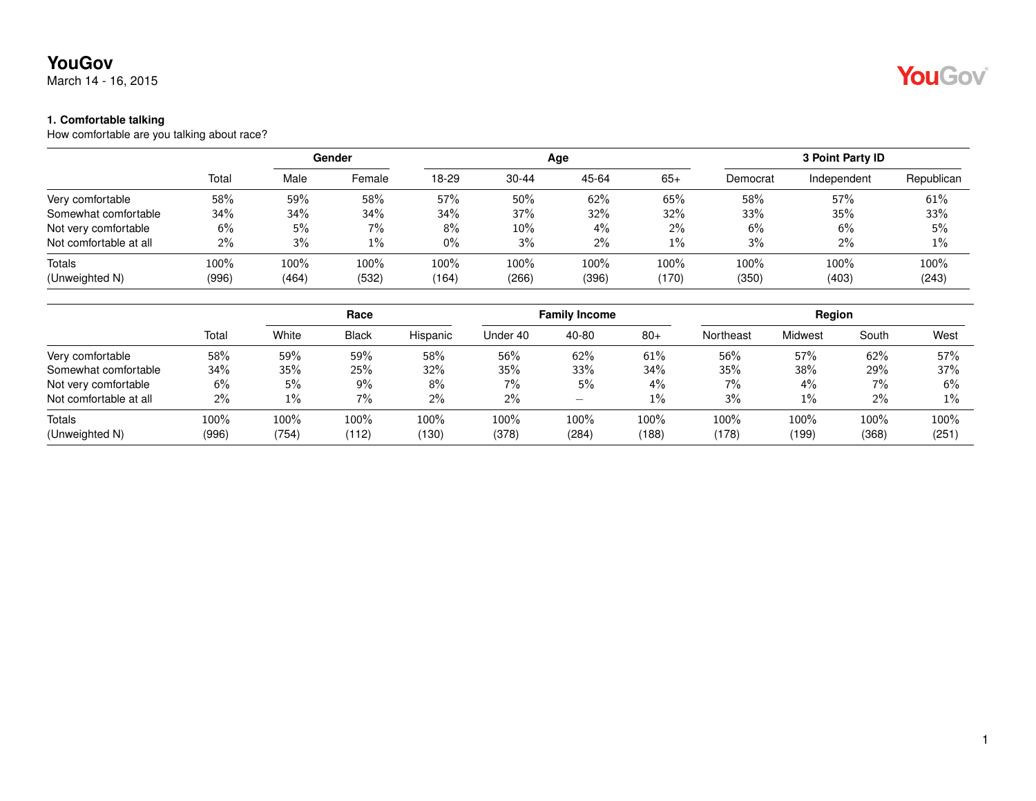# YouGov

March 14 - 16, 2015

### 1. Comfortable talking

How comfortable are you talking about race?

| | Total | Gender | | Age | | | | 3 Point Party ID | | |
|---|---|---|---|---|---|---|---|---|---|---|
| | | Male | Female | 18-29 | 30-44 | 45-64 | 65+ | Democrat | Independent | Republican |
| Very comfortable | 58% | 59% | 58% | 57% | 50% | 62% | 65% | 58% | 57% | 61% |
| Somewhat comfortable | 34% | 34% | 34% | 34% | 37% | 32% | 32% | 33% | 35% | 33% |
| Not very comfortable | 6% | 5% | 7% | 8% | 10% | 4% | 2% | 6% | 6% | 5% |
| Not comfortable at all | 2% | 3% | 1% | 0% | 3% | 2% | 1% | 3% | 2% | 1% |
| Totals | 100% | 100% | 100% | 100% | 100% | 100% | 100% | 100% | 100% | 100% |
| (Unweighted N) | (996) | (464) | (532) | (164) | (266) | (396) | (170) | (350) | (403) | (243) |

| | Total | Race | | | Family Income | | | Region | | | |
|---|---|---|---|---|---|---|---|---|---|---|---|
| | | White | Black | Hispanic | Under 40 | 40-80 | 80+ | Northeast | Midwest | South | West |
| Very comfortable | 58% | 59% | 59% | 58% | 56% | 62% | 61% | 56% | 57% | 62% | 57% |
| Somewhat comfortable | 34% | 35% | 25% | 32% | 35% | 33% | 34% | 35% | 38% | 29% | 37% |
| Not very comfortable | 6% | 5% | 9% | 8% | 7% | 5% | 4% | 7% | 4% | 7% | 6% |
| Not comfortable at all | 2% | 1% | 7% | 2% | 2% | – | 1% | 3% | 1% | 2% | 1% |
| Totals | 100% | 100% | 100% | 100% | 100% | 100% | 100% | 100% | 100% | 100% | 100% |
| (Unweighted N) | (996) | (754) | (112) | (130) | (378) | (284) | (188) | (178) | (199) | (368) | (251) |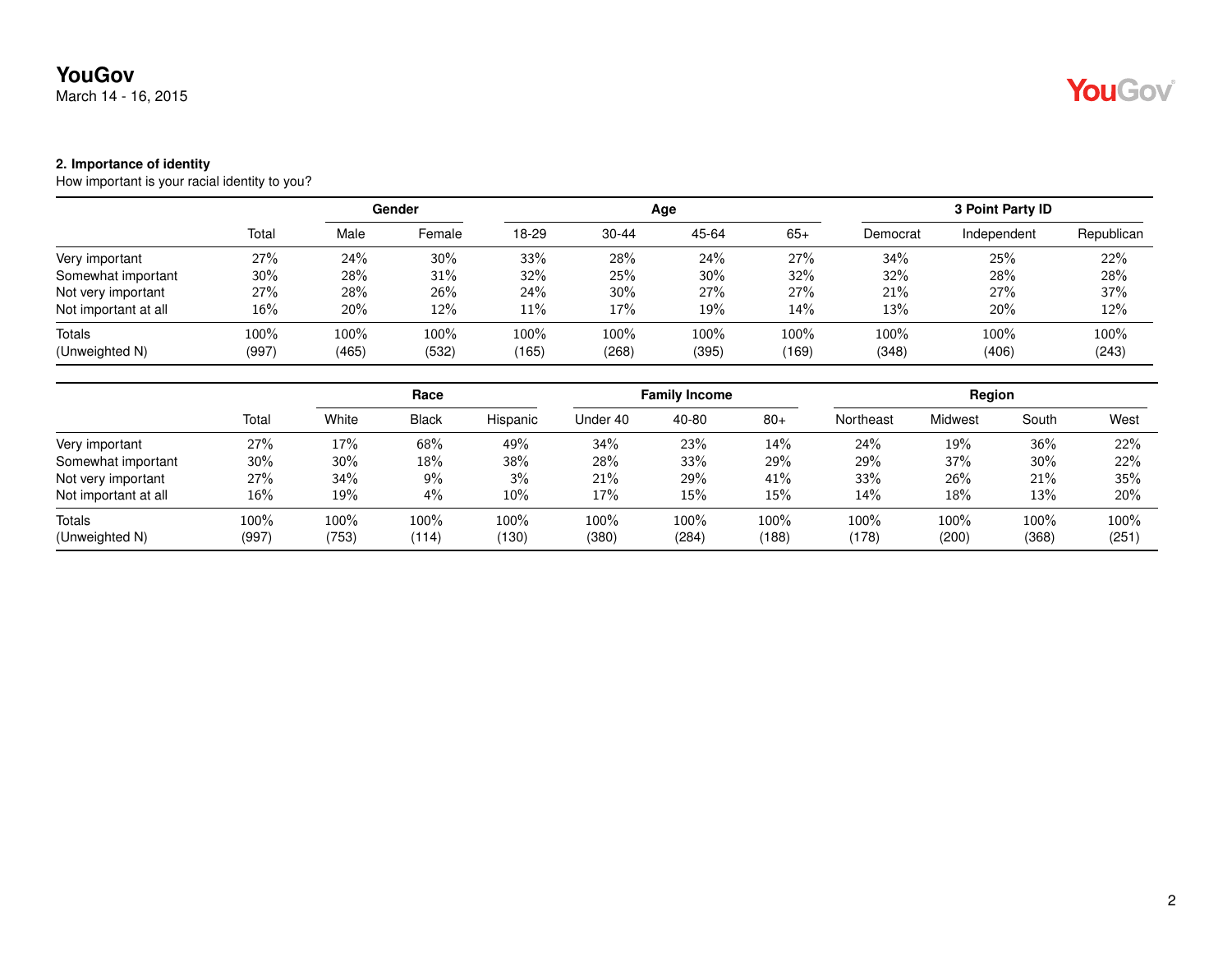**2. Importance of identity**

How important is your racial identity to you?

| | Total | Gender | | Age | | | | 3 Point Party ID | | |
|---|---|---|---|---|---|---|---|---|---|---|
| | | Male | Female | 18-29 | 30-44 | 45-64 | 65+ | Democrat | Independent | Republican |
| Very important | 27% | 24% | 30% | 33% | 28% | 24% | 27% | 34% | 25% | 22% |
| Somewhat important | 30% | 28% | 31% | 32% | 25% | 30% | 32% | 32% | 28% | 28% |
| Not very important | 27% | 28% | 26% | 24% | 30% | 27% | 27% | 21% | 27% | 37% |
| Not important at all | 16% | 20% | 12% | 11% | 17% | 19% | 14% | 13% | 20% | 12% |
| Totals | 100% | 100% | 100% | 100% | 100% | 100% | 100% | 100% | 100% | 100% |
| (Unweighted N) | (997) | (465) | (532) | (165) | (268) | (395) | (169) | (348) | (406) | (243) |

| | Total | Race | | | Family Income | | | Region | | | |
|---|---|---|---|---|---|---|---|---|---|---|---|
| | | White | Black | Hispanic | Under 40 | 40-80 | 80+ | Northeast | Midwest | South | West |
| Very important | 27% | 17% | 68% | 49% | 34% | 23% | 14% | 24% | 19% | 36% | 22% |
| Somewhat important | 30% | 30% | 18% | 38% | 28% | 33% | 29% | 29% | 37% | 30% | 22% |
| Not very important | 27% | 34% | 9% | 3% | 21% | 29% | 41% | 33% | 26% | 21% | 35% |
| Not important at all | 16% | 19% | 4% | 10% | 17% | 15% | 15% | 14% | 18% | 13% | 20% |
| Totals | 100% | 100% | 100% | 100% | 100% | 100% | 100% | 100% | 100% | 100% | 100% |
| (Unweighted N) | (997) | (753) | (114) | (130) | (380) | (284) | (188) | (178) | (200) | (368) | (251) |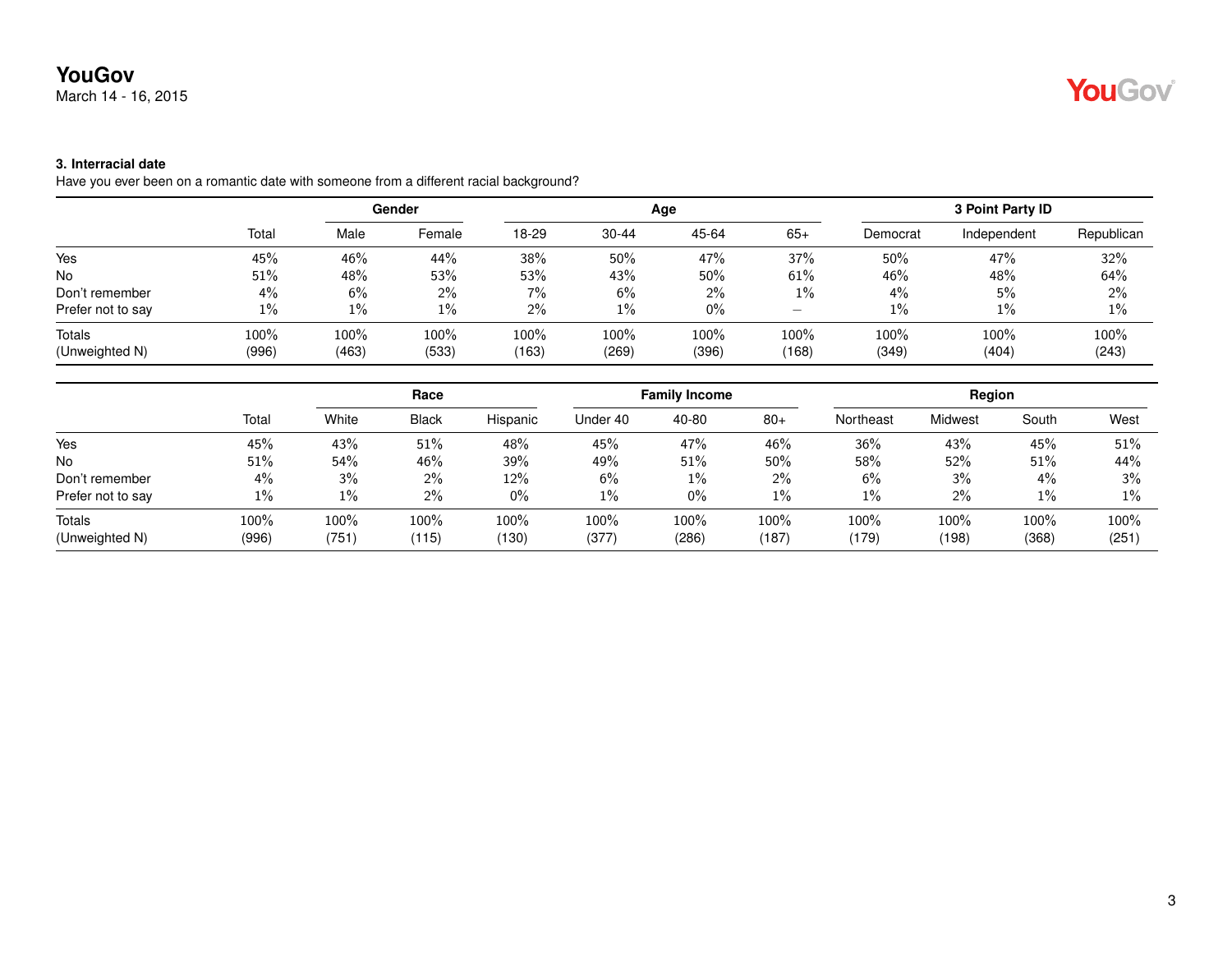### 3. Interracial date

Have you ever been on a romantic date with someone from a different racial background?

| | | Gender | | Age | | | | 3 Point Party ID | | |
|---|---|---|---|---|---|---|---|---|---|---|
| | Total | Male | Female | 18-29 | 30-44 | 45-64 | 65+ | Democrat | Independent | Republican |
| Yes | 45% | 46% | 44% | 38% | 50% | 47% | 37% | 50% | 47% | 32% |
| No | 51% | 48% | 53% | 53% | 43% | 50% | 61% | 46% | 48% | 64% |
| Don't remember | 4% | 6% | 2% | 7% | 6% | 2% | 1% | 4% | 5% | 2% |
| Prefer not to say | 1% | 1% | 1% | 2% | 1% | 0% | – | 1% | 1% | 1% |
| Totals | 100% | 100% | 100% | 100% | 100% | 100% | 100% | 100% | 100% | 100% |
| (Unweighted N) | (996) | (463) | (533) | (163) | (269) | (396) | (168) | (349) | (404) | (243) |

| | | Race | | | Family Income | | | Region | | | |
|---|---|---|---|---|---|---|---|---|---|---|---|
| | Total | White | Black | Hispanic | Under 40 | 40-80 | 80+ | Northeast | Midwest | South | West |
| Yes | 45% | 43% | 51% | 48% | 45% | 47% | 46% | 36% | 43% | 45% | 51% |
| No | 51% | 54% | 46% | 39% | 49% | 51% | 50% | 58% | 52% | 51% | 44% |
| Don't remember | 4% | 3% | 2% | 12% | 6% | 1% | 2% | 6% | 3% | 4% | 3% |
| Prefer not to say | 1% | 1% | 2% | 0% | 1% | 0% | 1% | 1% | 2% | 1% | 1% |
| Totals | 100% | 100% | 100% | 100% | 100% | 100% | 100% | 100% | 100% | 100% | 100% |
| (Unweighted N) | (996) | (751) | (115) | (130) | (377) | (286) | (187) | (179) | (198) | (368) | (251) |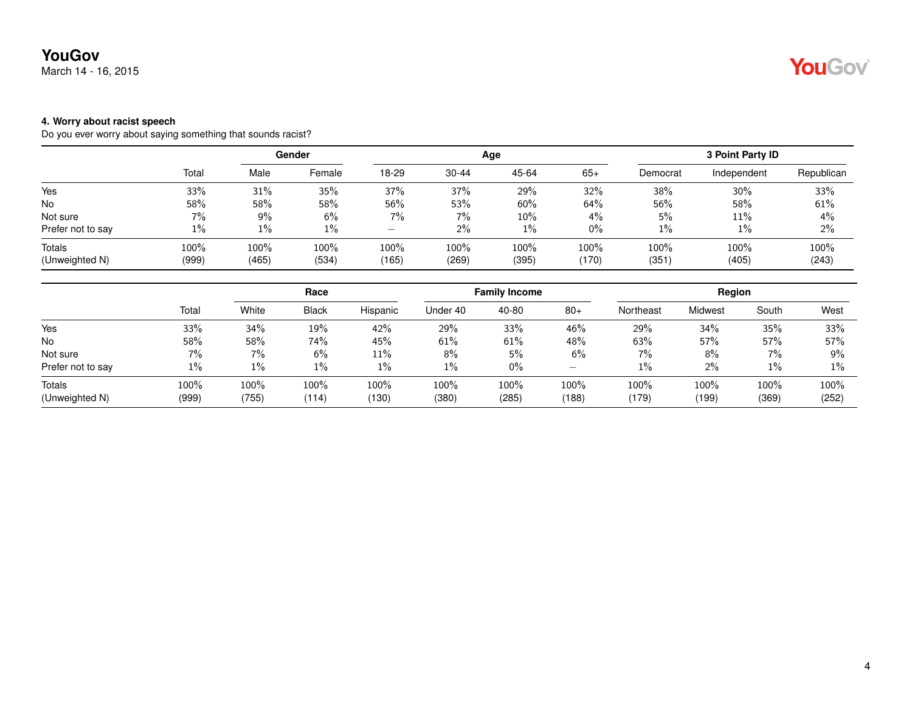### 4. Worry about racist speech

Do you ever worry about saying something that sounds racist?

| | Total | Gender | | Age | | | | 3 Point Party ID | | |
|---|---|---|---|---|---|---|---|---|---|---|
| | | Male | Female | 18-29 | 30-44 | 45-64 | 65+ | Democrat | Independent | Republican |
| Yes | 33% | 31% | 35% | 37% | 37% | 29% | 32% | 38% | 30% | 33% |
| No | 58% | 58% | 58% | 56% | 53% | 60% | 64% | 56% | 58% | 61% |
| Not sure | 7% | 9% | 6% | 7% | 7% | 10% | 4% | 5% | 11% | 4% |
| Prefer not to say | 1% | 1% | 1% | – | 2% | 1% | 0% | 1% | 1% | 2% |
| Totals | 100% | 100% | 100% | 100% | 100% | 100% | 100% | 100% | 100% | 100% |
| (Unweighted N) | (999) | (465) | (534) | (165) | (269) | (395) | (170) | (351) | (405) | (243) |

| | Total | Race | | | Family Income | | | Region | | | |
|---|---|---|---|---|---|---|---|---|---|---|---|
| | | White | Black | Hispanic | Under 40 | 40-80 | 80+ | Northeast | Midwest | South | West |
| Yes | 33% | 34% | 19% | 42% | 29% | 33% | 46% | 29% | 34% | 35% | 33% |
| No | 58% | 58% | 74% | 45% | 61% | 61% | 48% | 63% | 57% | 57% | 57% |
| Not sure | 7% | 7% | 6% | 11% | 8% | 5% | 6% | 7% | 8% | 7% | 9% |
| Prefer not to say | 1% | 1% | 1% | 1% | 1% | 0% | – | 1% | 2% | 1% | 1% |
| Totals | 100% | 100% | 100% | 100% | 100% | 100% | 100% | 100% | 100% | 100% | 100% |
| (Unweighted N) | (999) | (755) | (114) | (130) | (380) | (285) | (188) | (179) | (199) | (369) | (252) |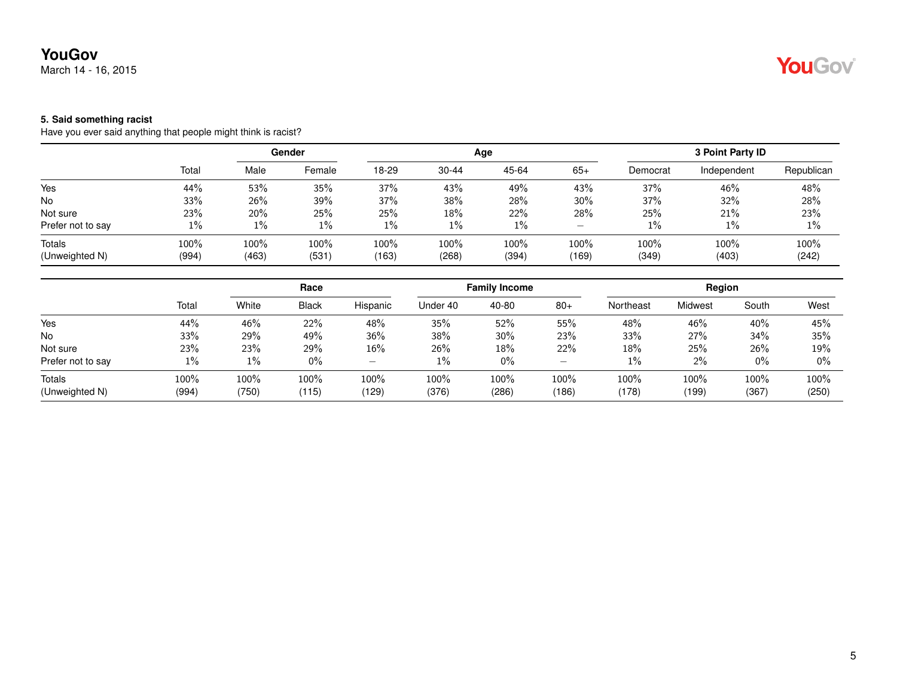### 5. Said something racist

Have you ever said anything that people might think is racist?

| | Total | Gender | | Age | | | | 3 Point Party ID | | |
|---|---|---|---|---|---|---|---|---|---|---|
| | | Male | Female | 18-29 | 30-44 | 45-64 | 65+ | Democrat | Independent | Republican |
| Yes | 44% | 53% | 35% | 37% | 43% | 49% | 43% | 37% | 46% | 48% |
| No | 33% | 26% | 39% | 37% | 38% | 28% | 30% | 37% | 32% | 28% |
| Not sure | 23% | 20% | 25% | 25% | 18% | 22% | 28% | 25% | 21% | 23% |
| Prefer not to say | 1% | 1% | 1% | 1% | 1% | 1% | – | 1% | 1% | 1% |
| Totals | 100% | 100% | 100% | 100% | 100% | 100% | 100% | 100% | 100% | 100% |
| (Unweighted N) | (994) | (463) | (531) | (163) | (268) | (394) | (169) | (349) | (403) | (242) |

| | Total | Race | | | Family Income | | | Region | | | |
|---|---|---|---|---|---|---|---|---|---|---|---|
| | | White | Black | Hispanic | Under 40 | 40-80 | 80+ | Northeast | Midwest | South | West |
| Yes | 44% | 46% | 22% | 48% | 35% | 52% | 55% | 48% | 46% | 40% | 45% |
| No | 33% | 29% | 49% | 36% | 38% | 30% | 23% | 33% | 27% | 34% | 35% |
| Not sure | 23% | 23% | 29% | 16% | 26% | 18% | 22% | 18% | 25% | 26% | 19% |
| Prefer not to say | 1% | 1% | 0% | – | 1% | 0% | – | 1% | 2% | 0% | 0% |
| Totals | 100% | 100% | 100% | 100% | 100% | 100% | 100% | 100% | 100% | 100% | 100% |
| (Unweighted N) | (994) | (750) | (115) | (129) | (376) | (286) | (186) | (178) | (199) | (367) | (250) |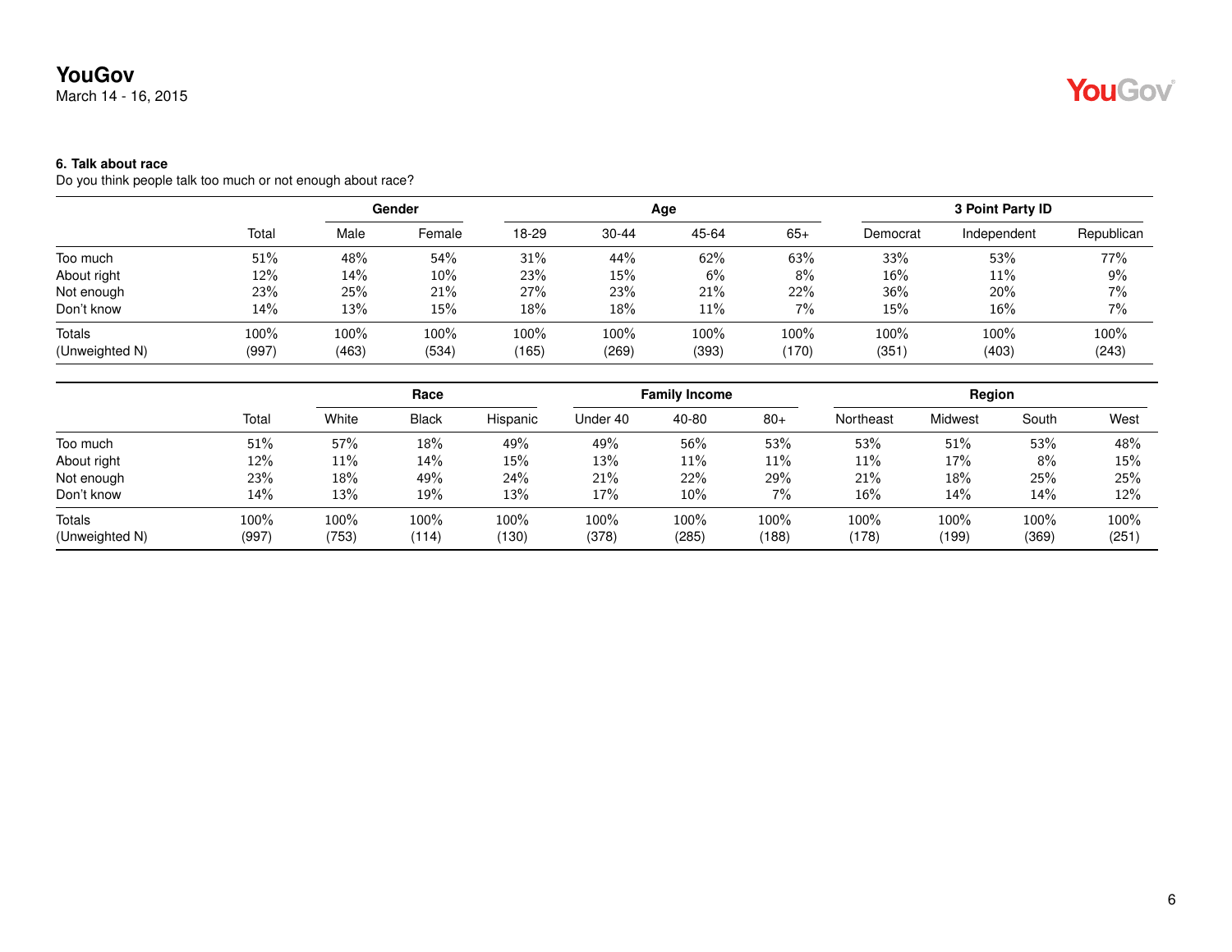### 6. Talk about race

Do you think people talk too much or not enough about race?

| | Total | Gender | | Age | | | | 3 Point Party ID | | |
|---|---|---|---|---|---|---|---|---|---|---|
| | | Male | Female | 18-29 | 30-44 | 45-64 | 65+ | Democrat | Independent | Republican |
| Too much | 51% | 48% | 54% | 31% | 44% | 62% | 63% | 33% | 53% | 77% |
| About right | 12% | 14% | 10% | 23% | 15% | 6% | 8% | 16% | 11% | 9% |
| Not enough | 23% | 25% | 21% | 27% | 23% | 21% | 22% | 36% | 20% | 7% |
| Don't know | 14% | 13% | 15% | 18% | 18% | 11% | 7% | 15% | 16% | 7% |
| Totals | 100% | 100% | 100% | 100% | 100% | 100% | 100% | 100% | 100% | 100% |
| (Unweighted N) | (997) | (463) | (534) | (165) | (269) | (393) | (170) | (351) | (403) | (243) |

| | Total | Race | | | Family Income | | | Region | | | |
|---|---|---|---|---|---|---|---|---|---|---|---|
| | | White | Black | Hispanic | Under 40 | 40-80 | 80+ | Northeast | Midwest | South | West |
| Too much | 51% | 57% | 18% | 49% | 49% | 56% | 53% | 53% | 51% | 53% | 48% |
| About right | 12% | 11% | 14% | 15% | 13% | 11% | 11% | 11% | 17% | 8% | 15% |
| Not enough | 23% | 18% | 49% | 24% | 21% | 22% | 29% | 21% | 18% | 25% | 25% |
| Don't know | 14% | 13% | 19% | 13% | 17% | 10% | 7% | 16% | 14% | 14% | 12% |
| Totals | 100% | 100% | 100% | 100% | 100% | 100% | 100% | 100% | 100% | 100% | 100% |
| (Unweighted N) | (997) | (753) | (114) | (130) | (378) | (285) | (188) | (178) | (199) | (369) | (251) |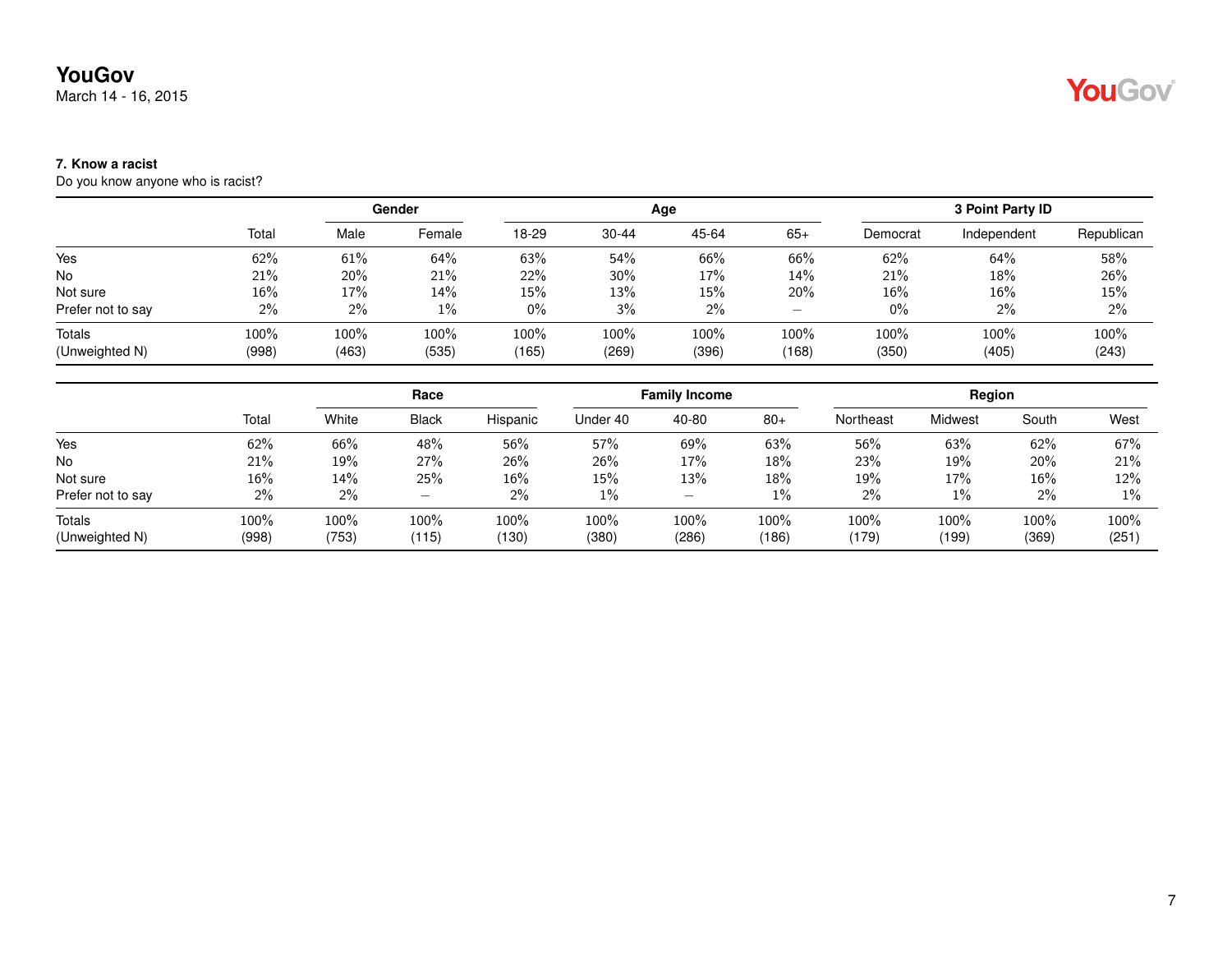**YouGov**
March 14 - 16, 2015

### 7. Know a racist

Do you know anyone who is racist?

| | | Gender | | Age | | | | 3 Point Party ID | | |
|---|---|---|---|---|---|---|---|---|---|---|
| | Total | Male | Female | 18-29 | 30-44 | 45-64 | 65+ | Democrat | Independent | Republican |
| Yes | 62% | 61% | 64% | 63% | 54% | 66% | 66% | 62% | 64% | 58% |
| No | 21% | 20% | 21% | 22% | 30% | 17% | 14% | 21% | 18% | 26% |
| Not sure | 16% | 17% | 14% | 15% | 13% | 15% | 20% | 16% | 16% | 15% |
| Prefer not to say | 2% | 2% | 1% | 0% | 3% | 2% | – | 0% | 2% | 2% |
| Totals | 100% | 100% | 100% | 100% | 100% | 100% | 100% | 100% | 100% | 100% |
| (Unweighted N) | (998) | (463) | (535) | (165) | (269) | (396) | (168) | (350) | (405) | (243) |

| | | Race | | | Family Income | | | Region | | | |
|---|---|---|---|---|---|---|---|---|---|---|---|
| | Total | White | Black | Hispanic | Under 40 | 40-80 | 80+ | Northeast | Midwest | South | West |
| Yes | 62% | 66% | 48% | 56% | 57% | 69% | 63% | 56% | 63% | 62% | 67% |
| No | 21% | 19% | 27% | 26% | 26% | 17% | 18% | 23% | 19% | 20% | 21% |
| Not sure | 16% | 14% | 25% | 16% | 15% | 13% | 18% | 19% | 17% | 16% | 12% |
| Prefer not to say | 2% | 2% | – | 2% | 1% | – | 1% | 2% | 1% | 2% | 1% |
| Totals | 100% | 100% | 100% | 100% | 100% | 100% | 100% | 100% | 100% | 100% | 100% |
| (Unweighted N) | (998) | (753) | (115) | (130) | (380) | (286) | (186) | (179) | (199) | (369) | (251) |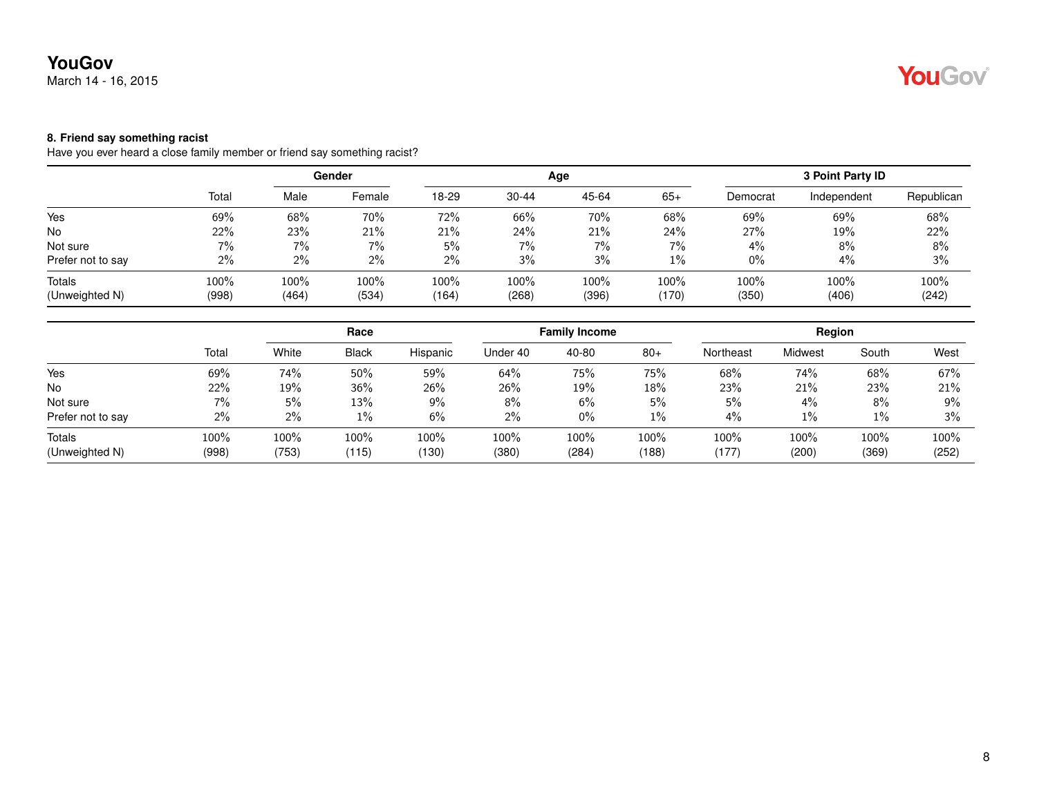## 8. Friend say something racist

Have you ever heard a close family member or friend say something racist?

| | | Gender | | Age | | | | 3 Point Party ID | | |
|---|---|---|---|---|---|---|---|---|---|---|
| | Total | Male | Female | 18-29 | 30-44 | 45-64 | 65+ | Democrat | Independent | Republican |
| Yes | 69% | 68% | 70% | 72% | 66% | 70% | 68% | 69% | 69% | 68% |
| No | 22% | 23% | 21% | 21% | 24% | 21% | 24% | 27% | 19% | 22% |
| Not sure | 7% | 7% | 7% | 5% | 7% | 7% | 7% | 4% | 8% | 8% |
| Prefer not to say | 2% | 2% | 2% | 2% | 3% | 3% | 1% | 0% | 4% | 3% |
| Totals | 100% | 100% | 100% | 100% | 100% | 100% | 100% | 100% | 100% | 100% |
| (Unweighted N) | (998) | (464) | (534) | (164) | (268) | (396) | (170) | (350) | (406) | (242) |

| | | Race | | | Family Income | | | Region | | | |
|---|---|---|---|---|---|---|---|---|---|---|---|
| | Total | White | Black | Hispanic | Under 40 | 40-80 | 80+ | Northeast | Midwest | South | West |
| Yes | 69% | 74% | 50% | 59% | 64% | 75% | 75% | 68% | 74% | 68% | 67% |
| No | 22% | 19% | 36% | 26% | 26% | 19% | 18% | 23% | 21% | 23% | 21% |
| Not sure | 7% | 5% | 13% | 9% | 8% | 6% | 5% | 5% | 4% | 8% | 9% |
| Prefer not to say | 2% | 2% | 1% | 6% | 2% | 0% | 1% | 4% | 1% | 1% | 3% |
| Totals | 100% | 100% | 100% | 100% | 100% | 100% | 100% | 100% | 100% | 100% | 100% |
| (Unweighted N) | (998) | (753) | (115) | (130) | (380) | (284) | (188) | (177) | (200) | (369) | (252) |